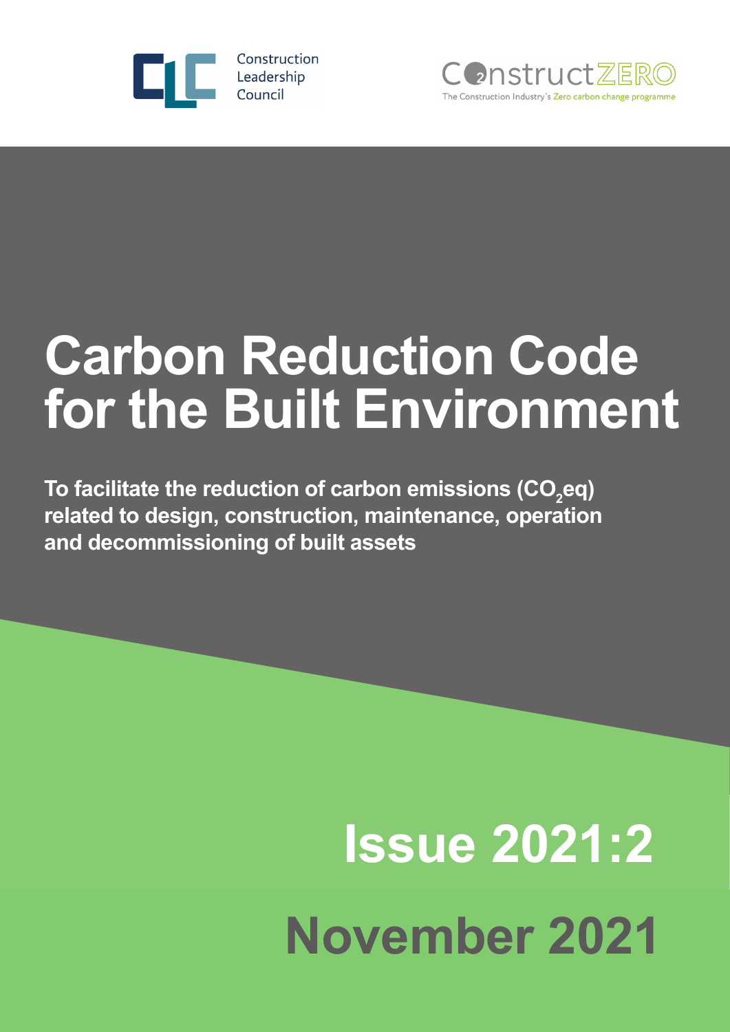Construction Leadership Council

ConstructZERO
The Construction Industry's Zero carbon change programme

# Carbon Reduction Code for the Built Environment

**To facilitate the reduction of carbon emissions ($CO_2$eq) related to design, construction, maintenance, operation and decommissioning of built assets**

## Issue 2021:2

## November 2021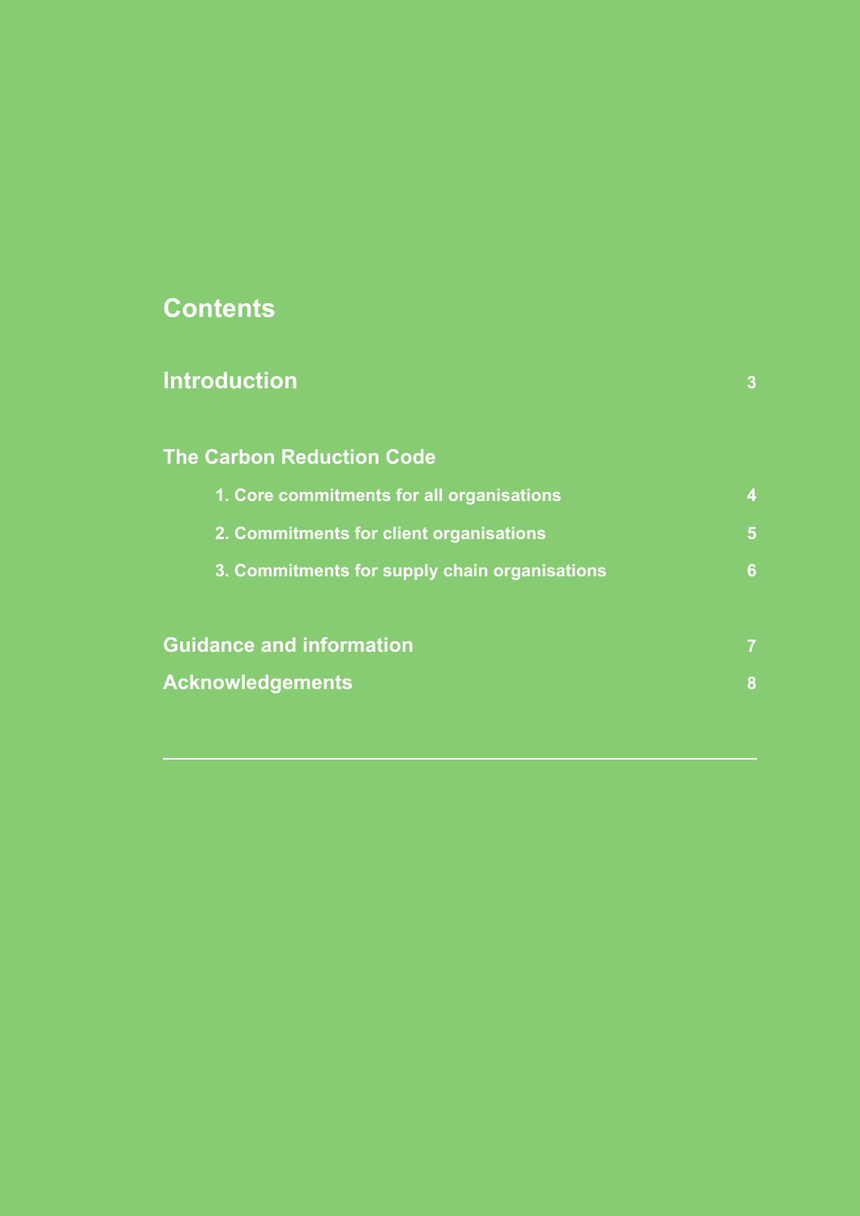# Contents

| | |
|---|---|
| **Introduction** | 3 |
| **The Carbon Reduction Code** | |
| 1. Core commitments for all organisations | 4 |
| 2. Commitments for client organisations | 5 |
| 3. Commitments for supply chain organisations | 6 |
| **Guidance and information** | 7 |
| **Acknowledgements** | 8 |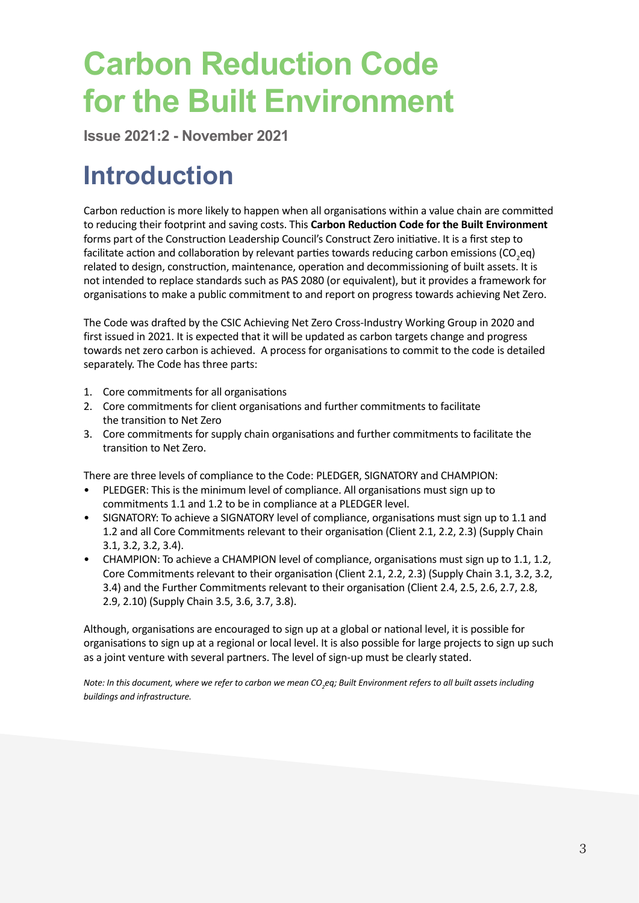# Carbon Reduction Code for the Built Environment

**Issue 2021:2 - November 2021**

## Introduction

Carbon reduction is more likely to happen when all organisations within a value chain are committed to reducing their footprint and saving costs. This **Carbon Reduction Code for the Built Environment** forms part of the Construction Leadership Council's Construct Zero initiative. It is a first step to facilitate action and collaboration by relevant parties towards reducing carbon emissions ($CO_2eq$) related to design, construction, maintenance, operation and decommissioning of built assets. It is not intended to replace standards such as PAS 2080 (or equivalent), but it provides a framework for organisations to make a public commitment to and report on progress towards achieving Net Zero.

The Code was drafted by the CSIC Achieving Net Zero Cross-Industry Working Group in 2020 and first issued in 2021. It is expected that it will be updated as carbon targets change and progress towards net zero carbon is achieved. A process for organisations to commit to the code is detailed separately. The Code has three parts:

1. Core commitments for all organisations
2. Core commitments for client organisations and further commitments to facilitate the transition to Net Zero
3. Core commitments for supply chain organisations and further commitments to facilitate the transition to Net Zero.

There are three levels of compliance to the Code: PLEDGER, SIGNATORY and CHAMPION:

- PLEDGER: This is the minimum level of compliance. All organisations must sign up to commitments 1.1 and 1.2 to be in compliance at a PLEDGER level.
- SIGNATORY: To achieve a SIGNATORY level of compliance, organisations must sign up to 1.1 and 1.2 and all Core Commitments relevant to their organisation (Client 2.1, 2.2, 2.3) (Supply Chain 3.1, 3.2, 3.2, 3.4).
- CHAMPION: To achieve a CHAMPION level of compliance, organisations must sign up to 1.1, 1.2, Core Commitments relevant to their organisation (Client 2.1, 2.2, 2.3) (Supply Chain 3.1, 3.2, 3.2, 3.4) and the Further Commitments relevant to their organisation (Client 2.4, 2.5, 2.6, 2.7, 2.8, 2.9, 2.10) (Supply Chain 3.5, 3.6, 3.7, 3.8).

Although, organisations are encouraged to sign up at a global or national level, it is possible for organisations to sign up at a regional or local level. It is also possible for large projects to sign up such as a joint venture with several partners. The level of sign-up must be clearly stated.

*Note: In this document, where we refer to carbon we mean $CO_2eq$; Built Environment refers to all built assets including buildings and infrastructure.*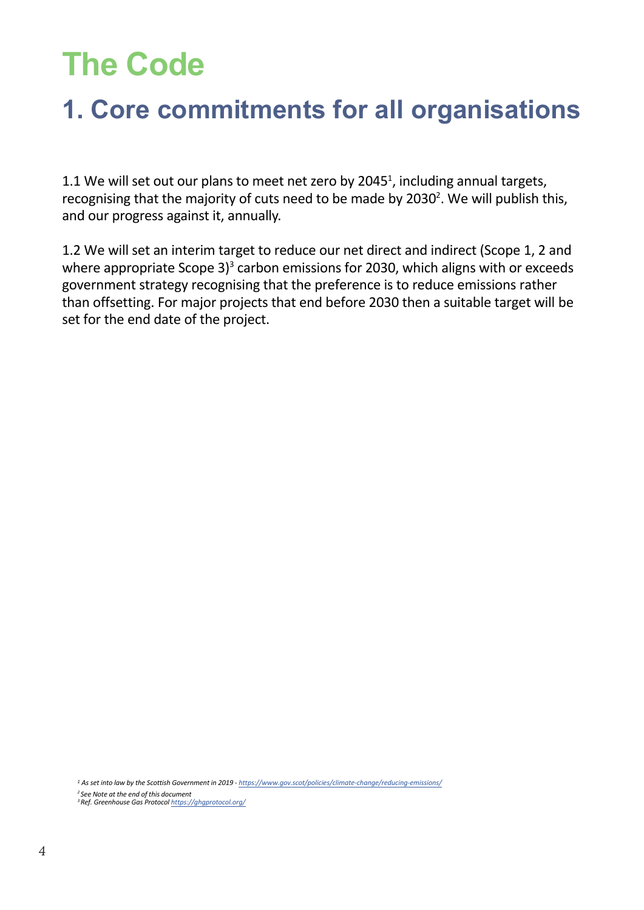# The Code

## 1. Core commitments for all organisations

1.1 We will set out our plans to meet net zero by 2045[1], including annual targets, recognising that the majority of cuts need to be made by 2030[2]. We will publish this, and our progress against it, annually.

1.2 We will set an interim target to reduce our net direct and indirect (Scope 1, 2 and where appropriate Scope 3)[3] carbon emissions for 2030, which aligns with or exceeds government strategy recognising that the preference is to reduce emissions rather than offsetting. For major projects that end before 2030 then a suitable target will be set for the end date of the project.

*[1] As set into law by the Scottish Government in 2019 - https://www.gov.scot/policies/climate-change/reducing-emissions/*

*[2] See Note at the end of this document*

*[3] Ref. Greenhouse Gas Protocol https://ghgprotocol.org/*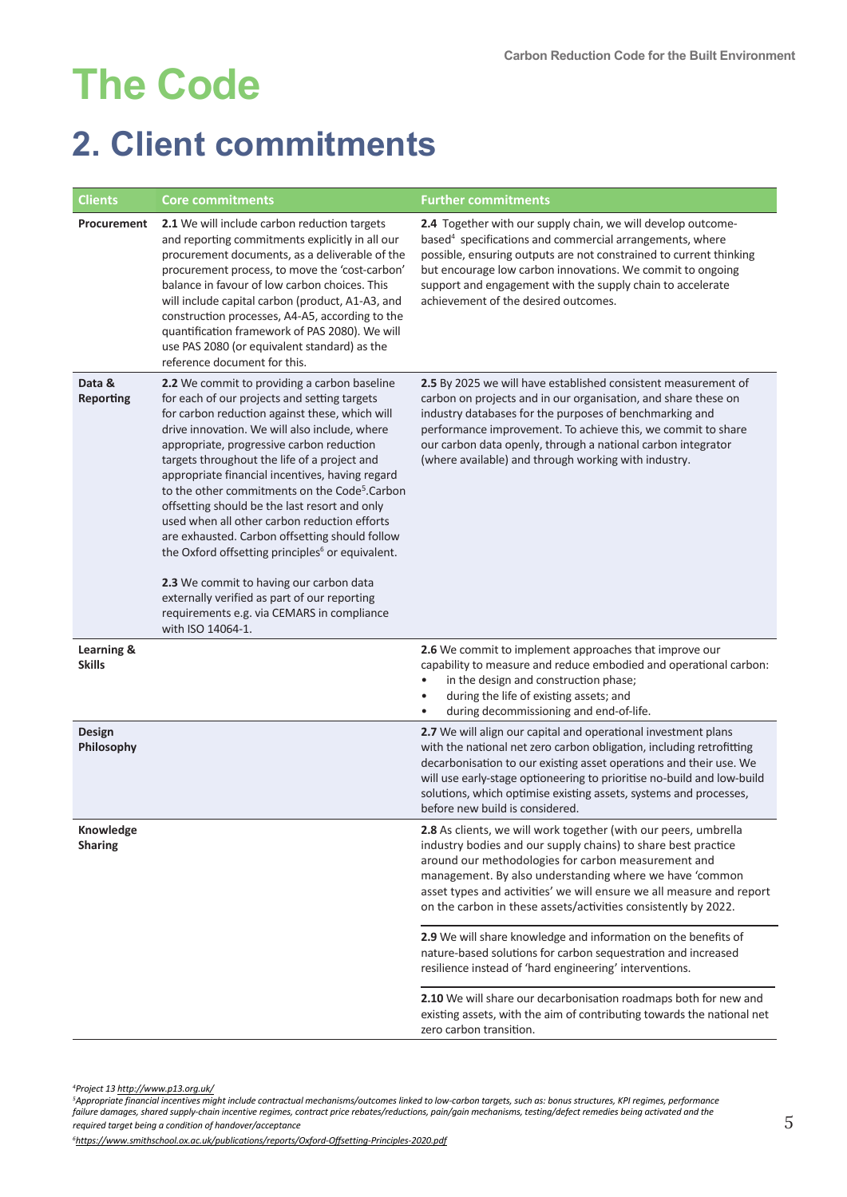# The Code

## 2. Client commitments

| Clients | Core commitments | Further commitments |
|---|---|---|
| **Procurement** | **2.1** We will include carbon reduction targets and reporting commitments explicitly in all our procurement documents, as a deliverable of the procurement process, to move the 'cost-carbon' balance in favour of low carbon choices. This will include capital carbon (product, A1-A3, and construction processes, A4-A5, according to the quantification framework of PAS 2080). We will use PAS 2080 (or equivalent standard) as the reference document for this. | **2.4** Together with our supply chain, we will develop outcome-based[4] specifications and commercial arrangements, where possible, ensuring outputs are not constrained to current thinking but encourage low carbon innovations. We commit to ongoing support and engagement with the supply chain to accelerate achievement of the desired outcomes. |
| **Data & Reporting** | **2.2** We commit to providing a carbon baseline for each of our projects and setting targets for carbon reduction against these, which will drive innovation. We will also include, where appropriate, progressive carbon reduction targets throughout the life of a project and appropriate financial incentives, having regard to the other commitments on the Code[5].Carbon offsetting should be the last resort and only used when all other carbon reduction efforts are exhausted. Carbon offsetting should follow the Oxford offsetting principles[6] or equivalent.<br><br>**2.3** We commit to having our carbon data externally verified as part of our reporting requirements e.g. via CEMARS in compliance with ISO 14064-1. | **2.5** By 2025 we will have established consistent measurement of carbon on projects and in our organisation, and share these on industry databases for the purposes of benchmarking and performance improvement. To achieve this, we commit to share our carbon data openly, through a national carbon integrator (where available) and through working with industry. |
| **Learning & Skills** | | **2.6** We commit to implement approaches that improve our capability to measure and reduce embodied and operational carbon:<br>• in the design and construction phase;<br>• during the life of existing assets; and<br>• during decommissioning and end-of-life. |
| **Design Philosophy** | | **2.7** We will align our capital and operational investment plans with the national net zero carbon obligation, including retrofitting decarbonisation to our existing asset operations and their use. We will use early-stage optioneering to prioritise no-build and low-build solutions, which optimise existing assets, systems and processes, before new build is considered. |
| **Knowledge Sharing** | | **2.8** As clients, we will work together (with our peers, umbrella industry bodies and our supply chains) to share best practice around our methodologies for carbon measurement and management. By also understanding where we have 'common asset types and activities' we will ensure we all measure and report on the carbon in these assets/activities consistently by 2022.<br><br>**2.9** We will share knowledge and information on the benefits of nature-based solutions for carbon sequestration and increased resilience instead of 'hard engineering' interventions.<br><br>**2.10** We will share our decarbonisation roadmaps both for new and existing assets, with the aim of contributing towards the national net zero carbon transition. |

*[4]Project 13 http://www.p13.org.uk/*

*[5]Appropriate financial incentives might include contractual mechanisms/outcomes linked to low-carbon targets, such as: bonus structures, KPI regimes, performance failure damages, shared supply-chain incentive regimes, contract price rebates/reductions, pain/gain mechanisms, testing/defect remedies being activated and the required target being a condition of handover/acceptance*

*[6]https://www.smithschool.ox.ac.uk/publications/reports/Oxford-Offsetting-Principles-2020.pdf*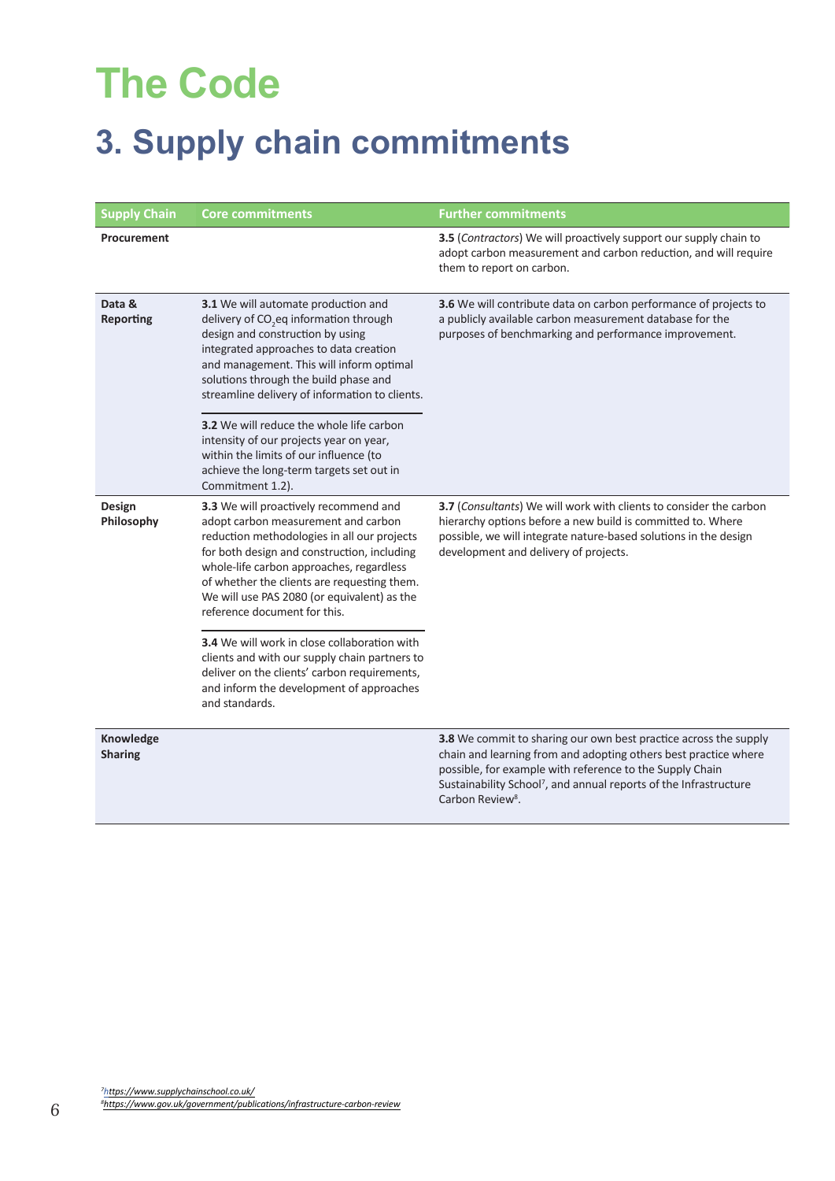# The Code

## 3. Supply chain commitments

| Supply Chain | Core commitments | Further commitments |
|---|---|---|
| **Procurement** | | **3.5** (*Contractors*) We will proactively support our supply chain to adopt carbon measurement and carbon reduction, and will require them to report on carbon. |
| **Data & Reporting** | **3.1** We will automate production and delivery of $CO_2$eq information through design and construction by using integrated approaches to data creation and management. This will inform optimal solutions through the build phase and streamline delivery of information to clients.<br><br>**3.2** We will reduce the whole life carbon intensity of our projects year on year, within the limits of our influence (to achieve the long-term targets set out in Commitment 1.2). | **3.6** We will contribute data on carbon performance of projects to a publicly available carbon measurement database for the purposes of benchmarking and performance improvement. |
| **Design Philosophy** | **3.3** We will proactively recommend and adopt carbon measurement and carbon reduction methodologies in all our projects for both design and construction, including whole-life carbon approaches, regardless of whether the clients are requesting them. We will use PAS 2080 (or equivalent) as the reference document for this.<br><br>**3.4** We will work in close collaboration with clients and with our supply chain partners to deliver on the clients' carbon requirements, and inform the development of approaches and standards. | **3.7** (*Consultants*) We will work with clients to consider the carbon hierarchy options before a new build is committed to. Where possible, we will integrate nature-based solutions in the design development and delivery of projects. |
| **Knowledge Sharing** | | **3.8** We commit to sharing our own best practice across the supply chain and learning from and adopting others best practice where possible, for example with reference to the Supply Chain Sustainability School[7], and annual reports of the Infrastructure Carbon Review[8]. |

[7] *https://www.supplychainschool.co.uk/*
[8] *https://www.gov.uk/government/publications/infrastructure-carbon-review*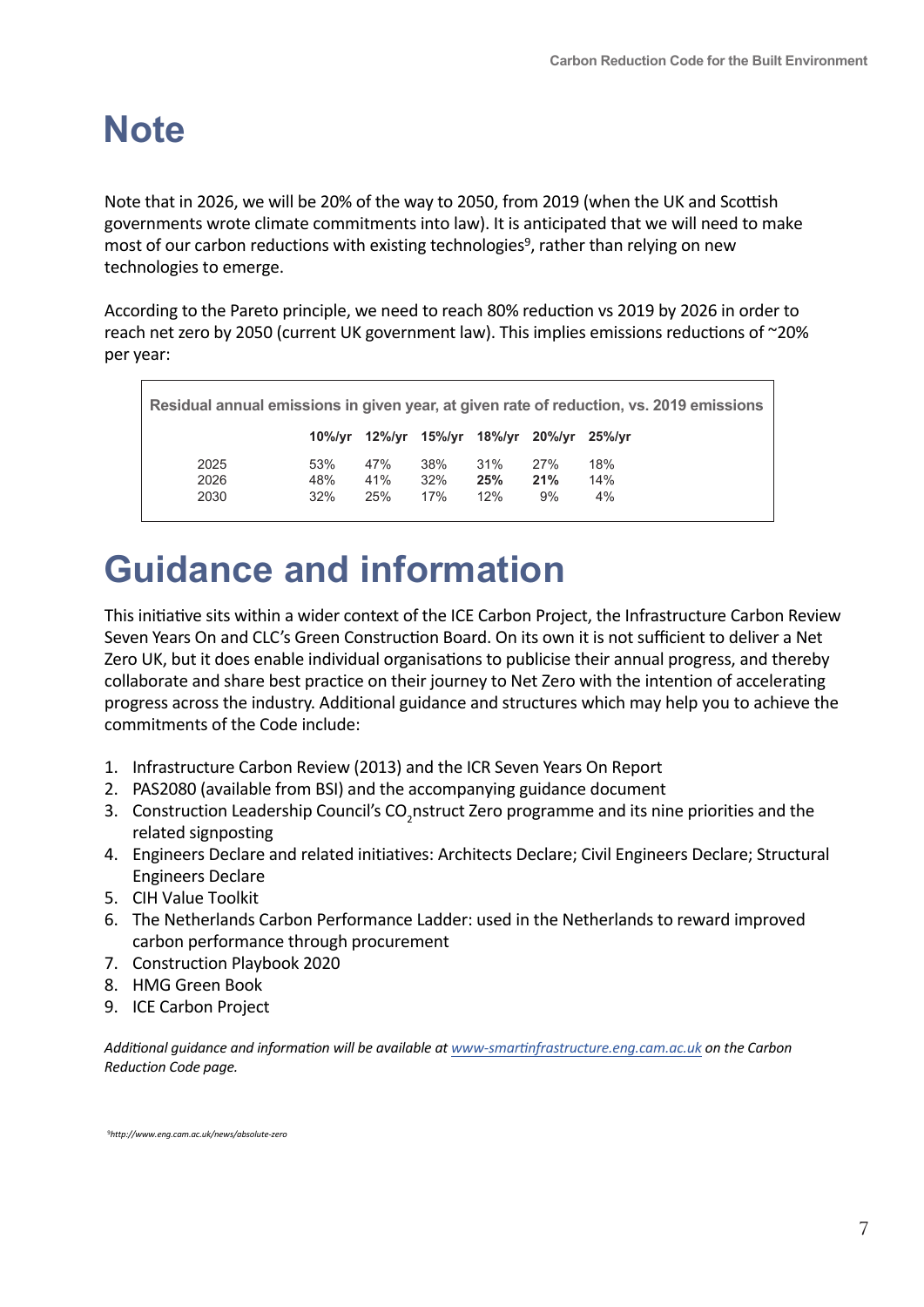# Note

Note that in 2026, we will be 20% of the way to 2050, from 2019 (when the UK and Scottish governments wrote climate commitments into law). It is anticipated that we will need to make most of our carbon reductions with existing technologies[9], rather than relying on new technologies to emerge.

According to the Pareto principle, we need to reach 80% reduction vs 2019 by 2026 in order to reach net zero by 2050 (current UK government law). This implies emissions reductions of ~20% per year:

**Residual annual emissions in given year, at given rate of reduction, vs. 2019 emissions**

| | 10%/yr | 12%/yr | 15%/yr | 18%/yr | 20%/yr | 25%/yr |
|---|---|---|---|---|---|---|
| 2025 | 53% | 47% | 38% | 31% | 27% | 18% |
| 2026 | 48% | 41% | 32% | **25%** | **21%** | 14% |
| 2030 | 32% | 25% | 17% | 12% | 9% | 4% |

# Guidance and information

This initiative sits within a wider context of the ICE Carbon Project, the Infrastructure Carbon Review Seven Years On and CLC's Green Construction Board. On its own it is not sufficient to deliver a Net Zero UK, but it does enable individual organisations to publicise their annual progress, and thereby collaborate and share best practice on their journey to Net Zero with the intention of accelerating progress across the industry. Additional guidance and structures which may help you to achieve the commitments of the Code include:

1. Infrastructure Carbon Review (2013) and the ICR Seven Years On Report
2. PAS2080 (available from BSI) and the accompanying guidance document
3. Construction Leadership Council's $CO_2$nstruct Zero programme and its nine priorities and the related signposting
4. Engineers Declare and related initiatives: Architects Declare; Civil Engineers Declare; Structural Engineers Declare
5. CIH Value Toolkit
6. The Netherlands Carbon Performance Ladder: used in the Netherlands to reward improved carbon performance through procurement
7. Construction Playbook 2020
8. HMG Green Book
9. ICE Carbon Project

*Additional guidance and information will be available at www-smartinfrastructure.eng.cam.ac.uk on the Carbon Reduction Code page.*

[9]http://www.eng.cam.ac.uk/news/absolute-zero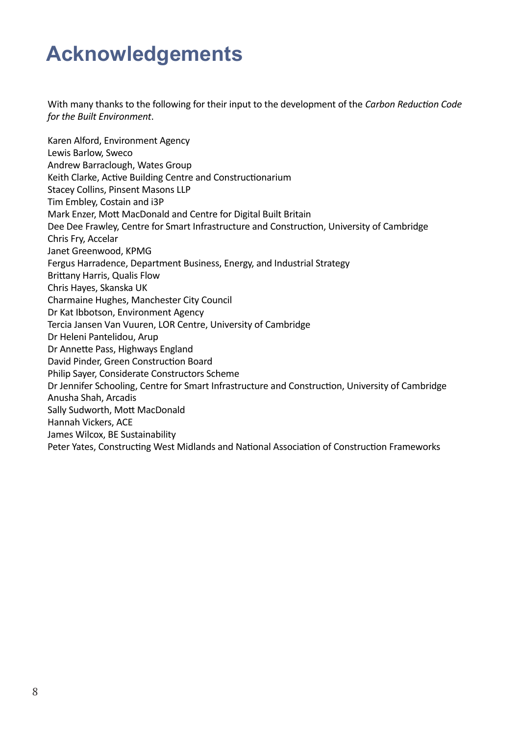# Acknowledgements

With many thanks to the following for their input to the development of the *Carbon Reduction Code for the Built Environment*.

Karen Alford, Environment Agency
Lewis Barlow, Sweco
Andrew Barraclough, Wates Group
Keith Clarke, Active Building Centre and Constructionarium
Stacey Collins, Pinsent Masons LLP
Tim Embley, Costain and i3P
Mark Enzer, Mott MacDonald and Centre for Digital Built Britain
Dee Dee Frawley, Centre for Smart Infrastructure and Construction, University of Cambridge
Chris Fry, Accelar
Janet Greenwood, KPMG
Fergus Harradence, Department Business, Energy, and Industrial Strategy
Brittany Harris, Qualis Flow
Chris Hayes, Skanska UK
Charmaine Hughes, Manchester City Council
Dr Kat Ibbotson, Environment Agency
Tercia Jansen Van Vuuren, LOR Centre, University of Cambridge
Dr Heleni Pantelidou, Arup
Dr Annette Pass, Highways England
David Pinder, Green Construction Board
Philip Sayer, Considerate Constructors Scheme
Dr Jennifer Schooling, Centre for Smart Infrastructure and Construction, University of Cambridge
Anusha Shah, Arcadis
Sally Sudworth, Mott MacDonald
Hannah Vickers, ACE
James Wilcox, BE Sustainability
Peter Yates, Constructing West Midlands and National Association of Construction Frameworks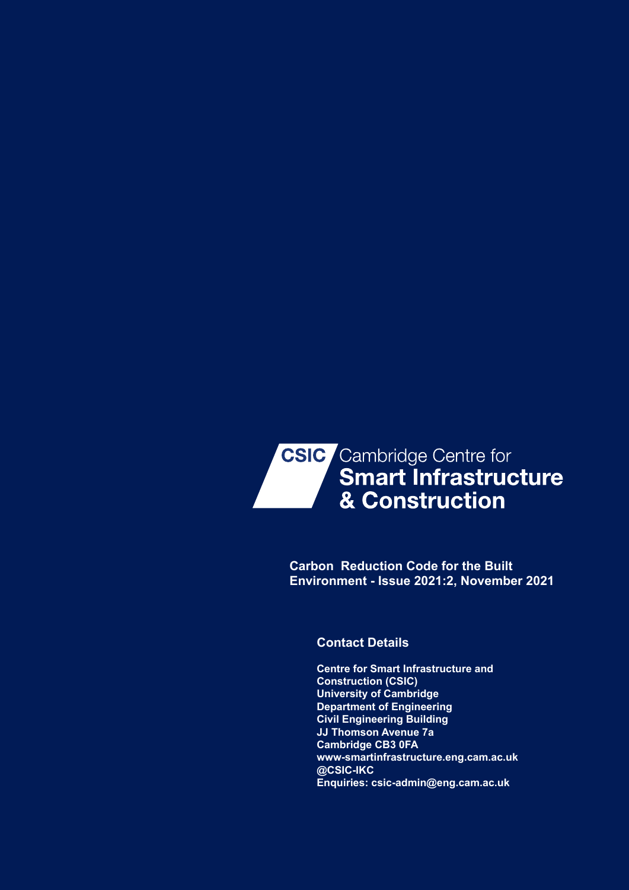CSIC Cambridge Centre for **Smart Infrastructure & Construction**

**Carbon  Reduction Code for the Built Environment - Issue 2021:2, November 2021**

## Contact Details

**Centre for Smart Infrastructure and Construction (CSIC)**
**University of Cambridge**
**Department of Engineering**
**Civil Engineering Building**
**JJ Thomson Avenue 7a**
**Cambridge CB3 0FA**
**www-smartinfrastructure.eng.cam.ac.uk**
**@CSIC-IKC**
**Enquiries: csic-admin@eng.cam.ac.uk**